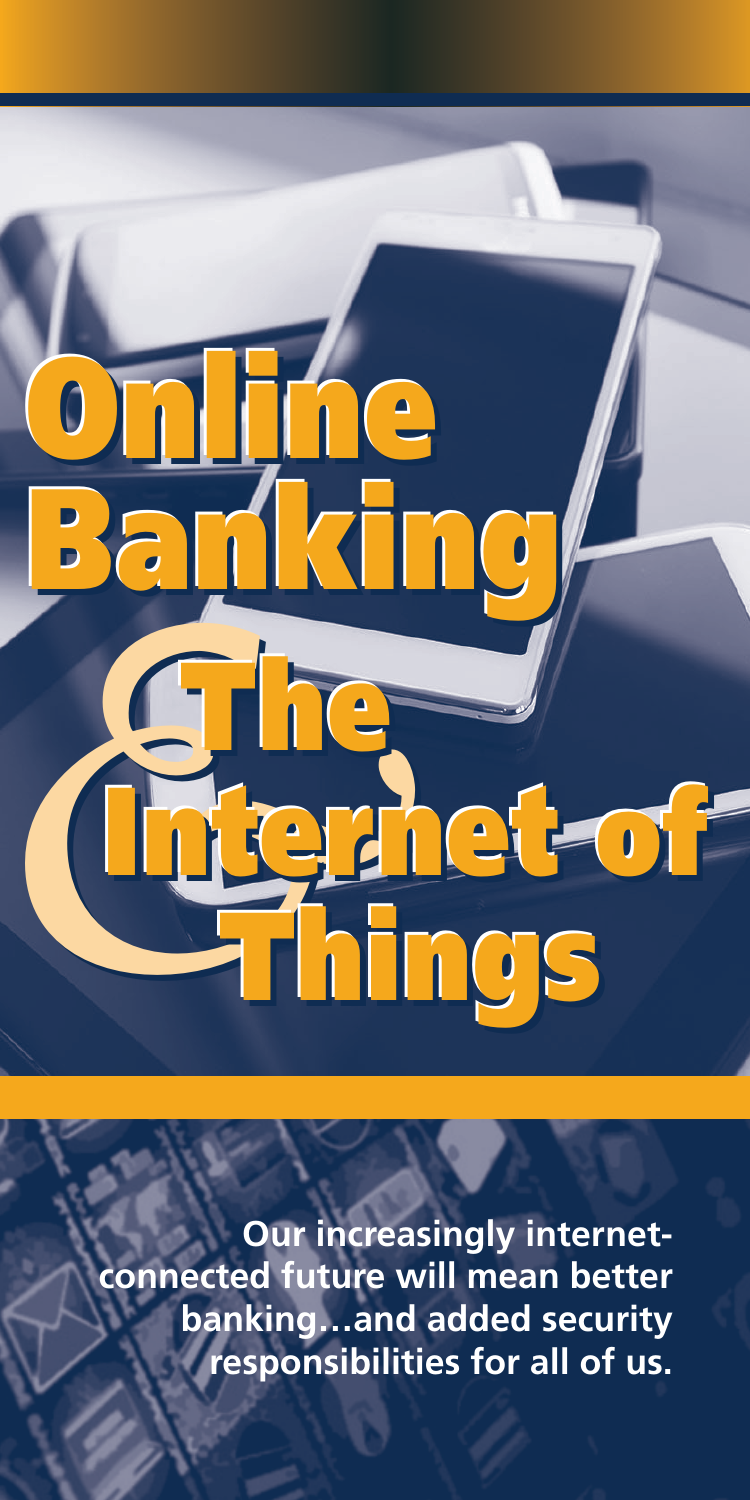# Online Banking & The Internet of Things

**Our increasingly internet-connected future will mean better banking…and added security responsibilities for all of us.**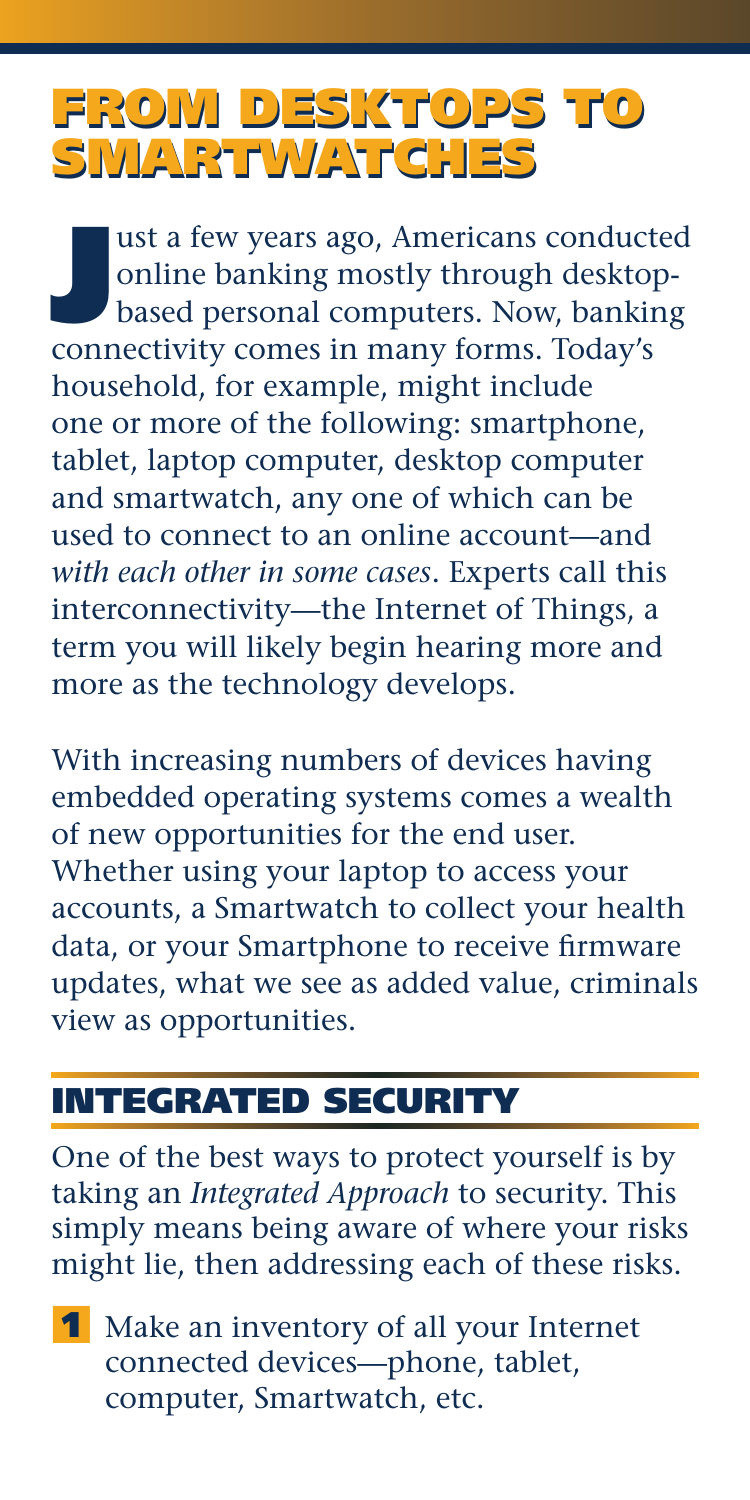# FROM DESKTOPS TO SMARTWATCHES

Just a few years ago, Americans conducted online banking mostly through desktop-based personal computers. Now, banking connectivity comes in many forms. Today's household, for example, might include one or more of the following: smartphone, tablet, laptop computer, desktop computer and smartwatch, any one of which can be used to connect to an online account—and *with each other in some cases*. Experts call this interconnectivity—the Internet of Things, a term you will likely begin hearing more and more as the technology develops.

With increasing numbers of devices having embedded operating systems comes a wealth of new opportunities for the end user. Whether using your laptop to access your accounts, a Smartwatch to collect your health data, or your Smartphone to receive firmware updates, what we see as added value, criminals view as opportunities.

## INTEGRATED SECURITY

One of the best ways to protect yourself is by taking an *Integrated Approach* to security. This simply means being aware of where your risks might lie, then addressing each of these risks.

1. Make an inventory of all your Internet connected devices—phone, tablet, computer, Smartwatch, etc.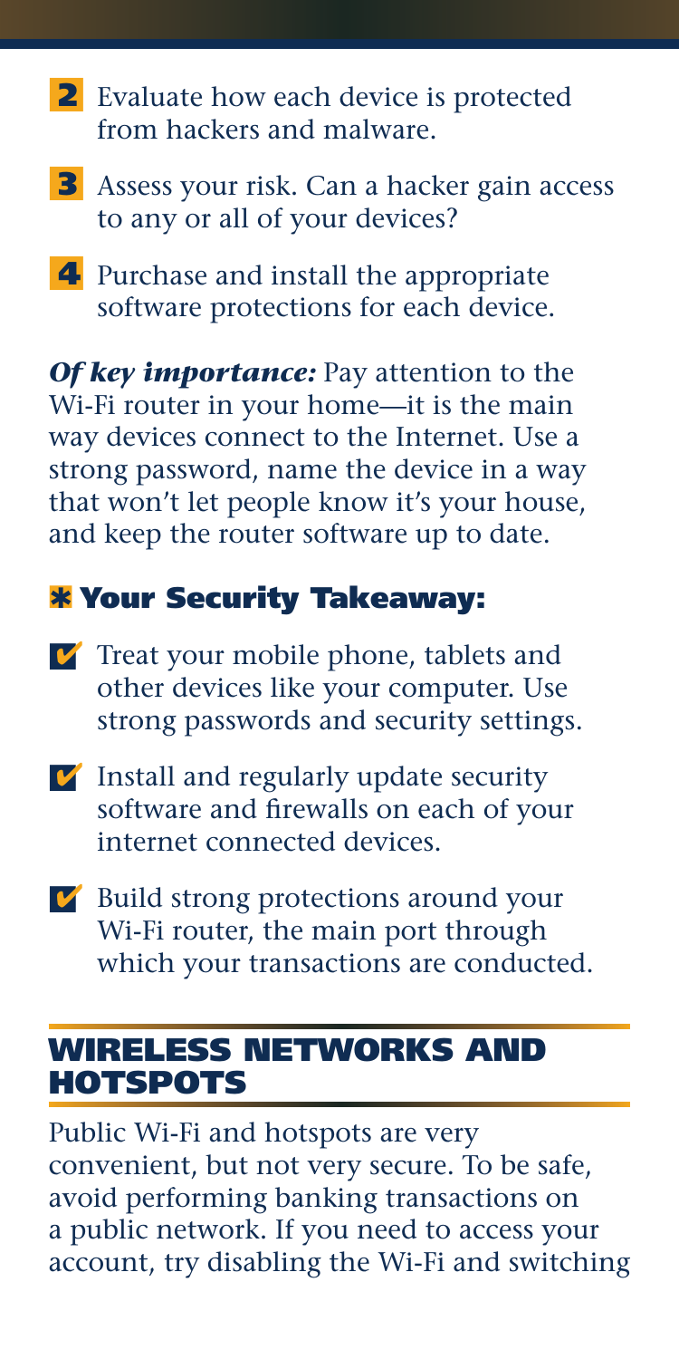2. Evaluate how each device is protected from hackers and malware.
3. Assess your risk. Can a hacker gain access to any or all of your devices?
4. Purchase and install the appropriate software protections for each device.

***Of key importance:*** Pay attention to the Wi-Fi router in your home—it is the main way devices connect to the Internet. Use a strong password, name the device in a way that won't let people know it's your house, and keep the router software up to date.

### * Your Security Takeaway:

- ✓ Treat your mobile phone, tablets and other devices like your computer. Use strong passwords and security settings.
- ✓ Install and regularly update security software and firewalls on each of your internet connected devices.
- ✓ Build strong protections around your Wi-Fi router, the main port through which your transactions are conducted.

## WIRELESS NETWORKS AND HOTSPOTS

Public Wi-Fi and hotspots are very convenient, but not very secure. To be safe, avoid performing banking transactions on a public network. If you need to access your account, try disabling the Wi-Fi and switching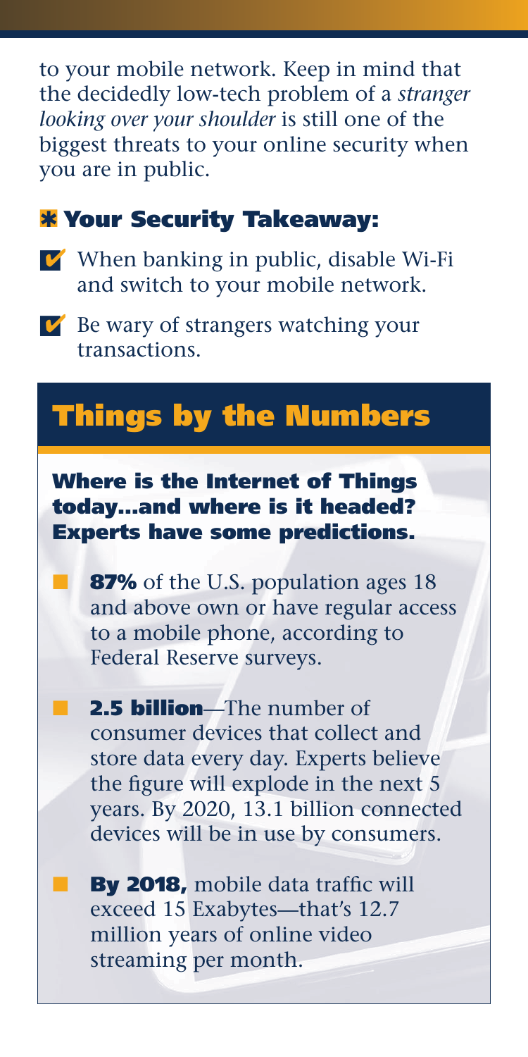to your mobile network. Keep in mind that the decidedly low-tech problem of a *stranger looking over your shoulder* is still one of the biggest threats to your online security when you are in public.

### ✱ Your Security Takeaway:

- ✔ When banking in public, disable Wi-Fi and switch to your mobile network.
- ✔ Be wary of strangers watching your transactions.

## Things by the Numbers

**Where is the Internet of Things today...and where is it headed? Experts have some predictions.**

- **87%** of the U.S. population ages 18 and above own or have regular access to a mobile phone, according to Federal Reserve surveys.
- **2.5 billion**—The number of consumer devices that collect and store data every day. Experts believe the figure will explode in the next 5 years. By 2020, 13.1 billion connected devices will be in use by consumers.
- **By 2018,** mobile data traffic will exceed 15 Exabytes—that's 12.7 million years of online video streaming per month.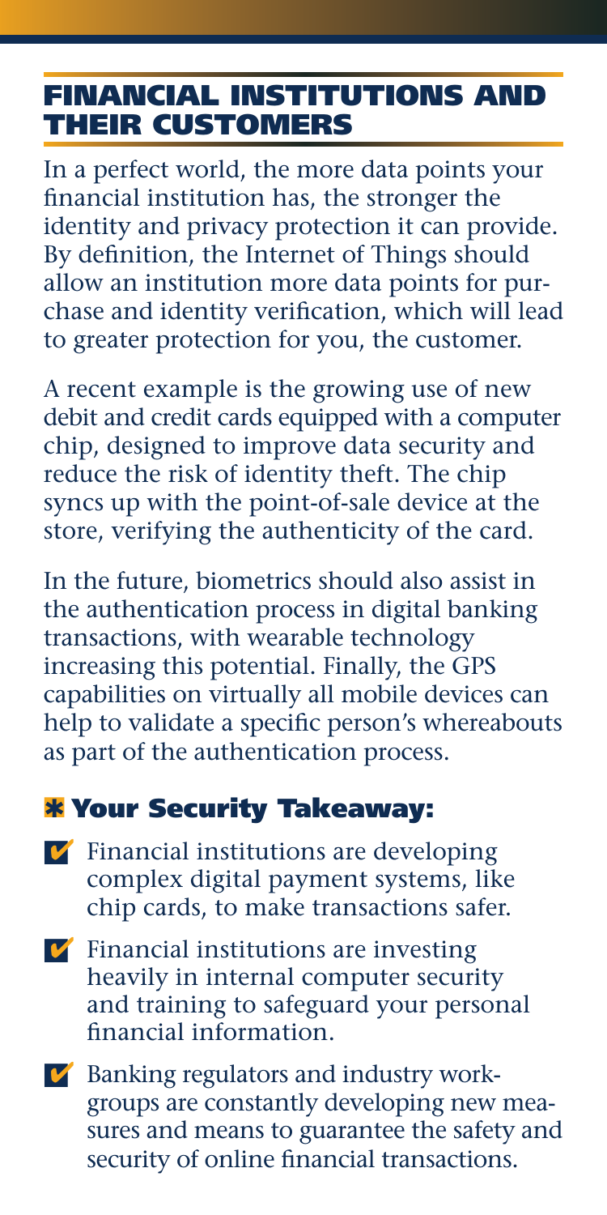## FINANCIAL INSTITUTIONS AND THEIR CUSTOMERS

In a perfect world, the more data points your financial institution has, the stronger the identity and privacy protection it can provide. By definition, the Internet of Things should allow an institution more data points for purchase and identity verification, which will lead to greater protection for you, the customer.

A recent example is the growing use of new debit and credit cards equipped with a computer chip, designed to improve data security and reduce the risk of identity theft. The chip syncs up with the point-of-sale device at the store, verifying the authenticity of the card.

In the future, biometrics should also assist in the authentication process in digital banking transactions, with wearable technology increasing this potential. Finally, the GPS capabilities on virtually all mobile devices can help to validate a specific person's whereabouts as part of the authentication process.

### * Your Security Takeaway:

- ✔ Financial institutions are developing complex digital payment systems, like chip cards, to make transactions safer.
- ✔ Financial institutions are investing heavily in internal computer security and training to safeguard your personal financial information.
- ✔ Banking regulators and industry workgroups are constantly developing new measures and means to guarantee the safety and security of online financial transactions.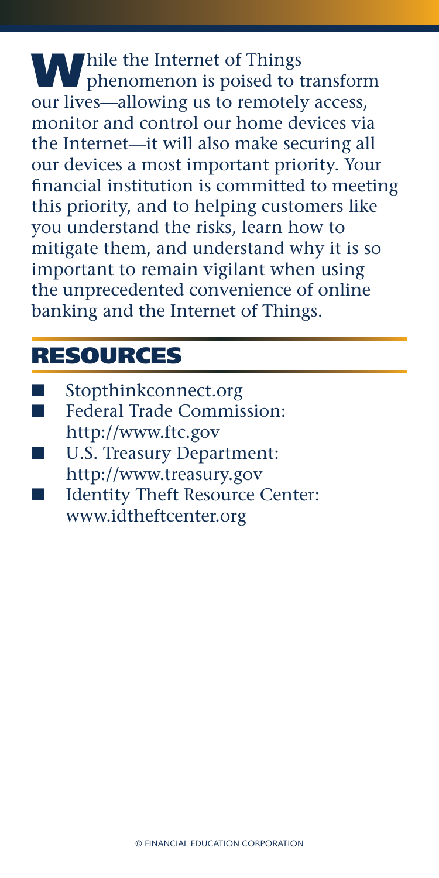While the Internet of Things phenomenon is poised to transform our lives—allowing us to remotely access, monitor and control our home devices via the Internet—it will also make securing all our devices a most important priority. Your financial institution is committed to meeting this priority, and to helping customers like you understand the risks, learn how to mitigate them, and understand why it is so important to remain vigilant when using the unprecedented convenience of online banking and the Internet of Things.

## RESOURCES

- Stopthinkconnect.org
- Federal Trade Commission: http://www.ftc.gov
- U.S. Treasury Department: http://www.treasury.gov
- Identity Theft Resource Center: www.idtheftcenter.org

© FINANCIAL EDUCATION CORPORATION